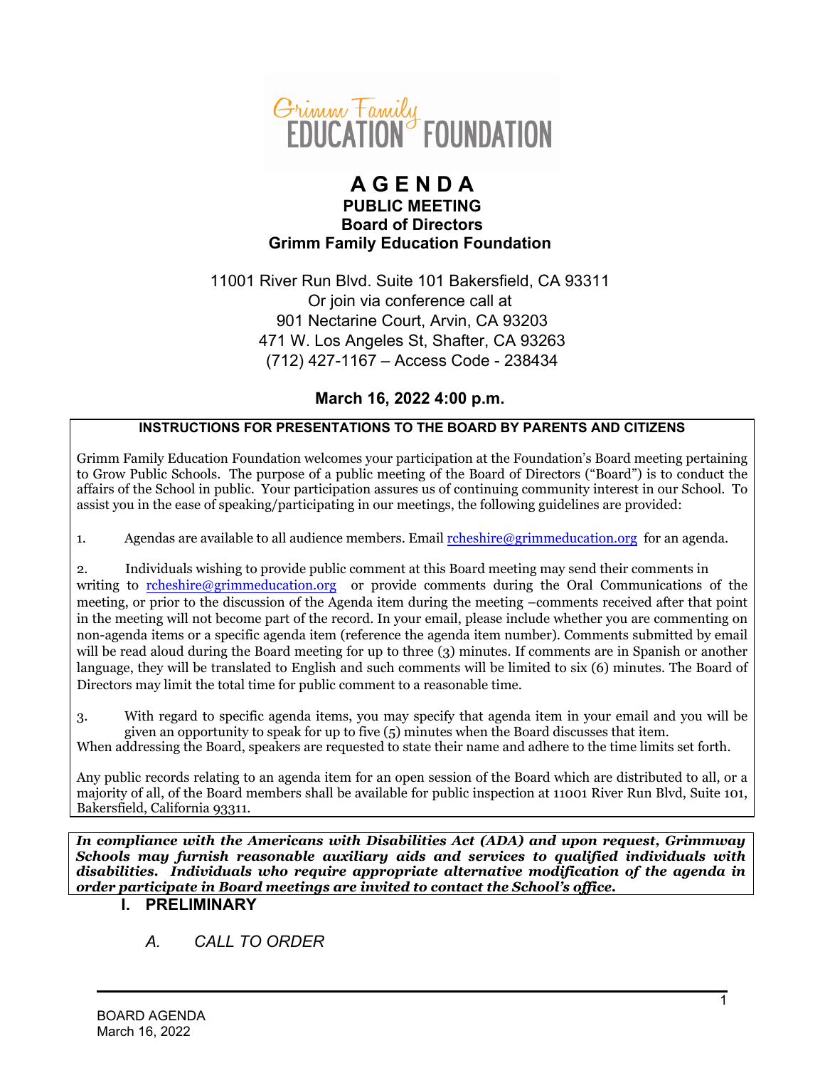Grimm Family EDUCATION FOUNDATION

# A G E N D A

## PUBLIC MEETING
## Board of Directors
## Grimm Family Education Foundation

11001 River Run Blvd. Suite 101 Bakersfield, CA 93311
Or join via conference call at
901 Nectarine Court, Arvin, CA 93203
471 W. Los Angeles St, Shafter, CA 93263
(712) 427-1167 – Access Code - 238434

**March 16, 2022 4:00 p.m.**

**INSTRUCTIONS FOR PRESENTATIONS TO THE BOARD BY PARENTS AND CITIZENS**

Grimm Family Education Foundation welcomes your participation at the Foundation's Board meeting pertaining to Grow Public Schools. The purpose of a public meeting of the Board of Directors ("Board") is to conduct the affairs of the School in public. Your participation assures us of continuing community interest in our School. To assist you in the ease of speaking/participating in our meetings, the following guidelines are provided:

1. Agendas are available to all audience members. Email rcheshire@grimmeducation.org for an agenda.

2. Individuals wishing to provide public comment at this Board meeting may send their comments in writing to rcheshire@grimmeducation.org or provide comments during the Oral Communications of the meeting, or prior to the discussion of the Agenda item during the meeting –comments received after that point in the meeting will not become part of the record. In your email, please include whether you are commenting on non-agenda items or a specific agenda item (reference the agenda item number). Comments submitted by email will be read aloud during the Board meeting for up to three (3) minutes. If comments are in Spanish or another language, they will be translated to English and such comments will be limited to six (6) minutes. The Board of Directors may limit the total time for public comment to a reasonable time.

3. With regard to specific agenda items, you may specify that agenda item in your email and you will be given an opportunity to speak for up to five (5) minutes when the Board discusses that item.

When addressing the Board, speakers are requested to state their name and adhere to the time limits set forth.

Any public records relating to an agenda item for an open session of the Board which are distributed to all, or a majority of all, of the Board members shall be available for public inspection at 11001 River Run Blvd, Suite 101, Bakersfield, California 93311.

***In compliance with the Americans with Disabilities Act (ADA) and upon request, Grimmway Schools may furnish reasonable auxiliary aids and services to qualified individuals with disabilities. Individuals who require appropriate alternative modification of the agenda in order participate in Board meetings are invited to contact the School's office.***

## I. PRELIMINARY

*A. CALL TO ORDER*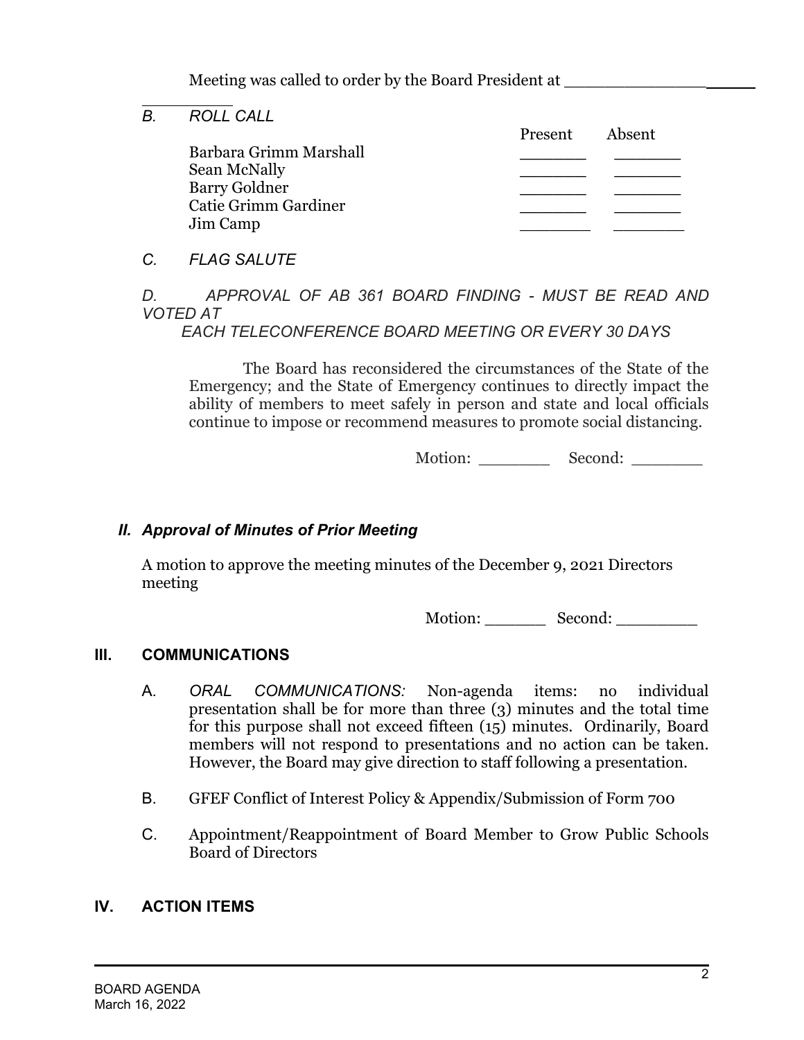Meeting was called to order by the Board President at ____________________

*B. ROLL CALL*

| | Present | Absent |
|---|---|---|
| Barbara Grimm Marshall | _______ | _______ |
| Sean McNally | _______ | _______ |
| Barry Goldner | _______ | _______ |
| Catie Grimm Gardiner | _______ | _______ |
| Jim Camp | _______ | _______ |

*C. FLAG SALUTE*

*D. APPROVAL OF AB 361 BOARD FINDING - MUST BE READ AND VOTED AT EACH TELECONFERENCE BOARD MEETING OR EVERY 30 DAYS*

The Board has reconsidered the circumstances of the State of the Emergency; and the State of Emergency continues to directly impact the ability of members to meet safely in person and state and local officials continue to impose or recommend measures to promote social distancing.

Motion: _______ Second: _______

## *II. Approval of Minutes of Prior Meeting*

A motion to approve the meeting minutes of the December 9, 2021 Directors meeting

Motion: ______ Second: ________

## III. COMMUNICATIONS

A. *ORAL COMMUNICATIONS:* Non-agenda items: no individual presentation shall be for more than three (3) minutes and the total time for this purpose shall not exceed fifteen (15) minutes. Ordinarily, Board members will not respond to presentations and no action can be taken. However, the Board may give direction to staff following a presentation.

B. GFEF Conflict of Interest Policy & Appendix/Submission of Form 700

C. Appointment/Reappointment of Board Member to Grow Public Schools Board of Directors

## IV. ACTION ITEMS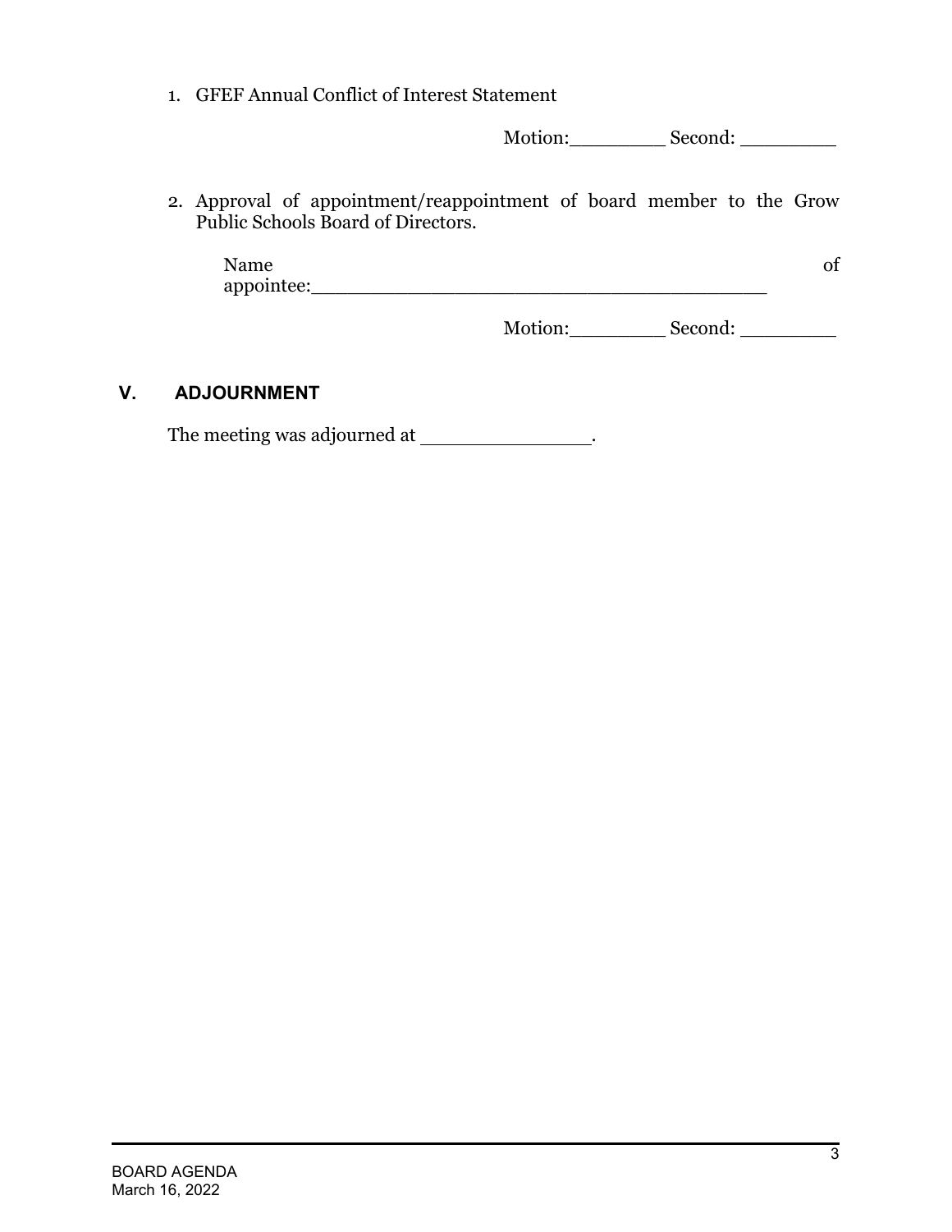1. GFEF Annual Conflict of Interest Statement

   Motion:________ Second: ________

2. Approval of appointment/reappointment of board member to the Grow Public Schools Board of Directors.

   Name of appointee:________________________________________

   Motion:________ Second: ________

## V. ADJOURNMENT

The meeting was adjourned at _______________.